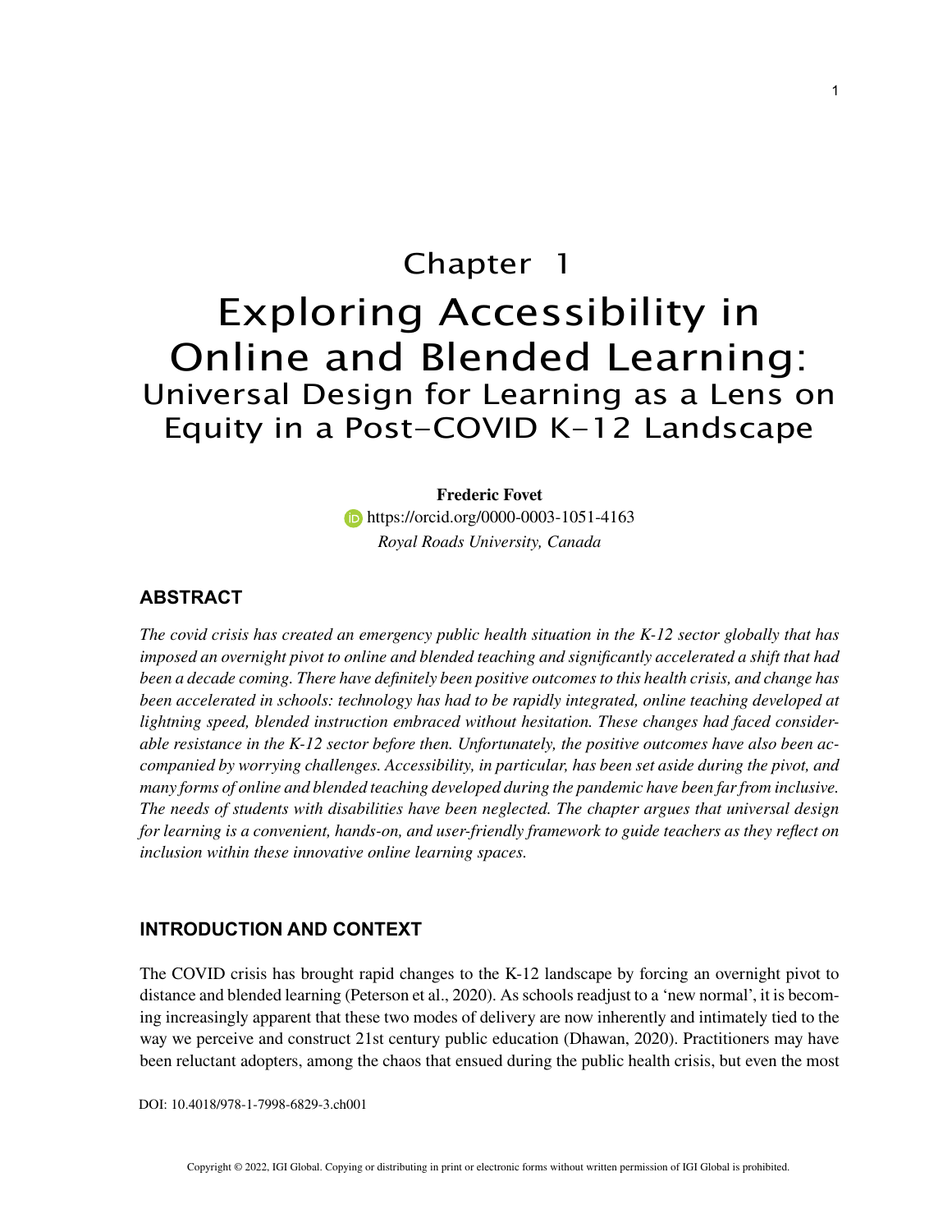# Chapter 1
# Exploring Accessibility in Online and Blended Learning:
## Universal Design for Learning as a Lens on Equity in a Post-COVID K-12 Landscape

**Frederic Fovet**
https://orcid.org/0000-0003-1051-4163
*Royal Roads University, Canada*

## ABSTRACT

*The covid crisis has created an emergency public health situation in the K-12 sector globally that has imposed an overnight pivot to online and blended teaching and significantly accelerated a shift that had been a decade coming. There have definitely been positive outcomes to this health crisis, and change has been accelerated in schools: technology has had to be rapidly integrated, online teaching developed at lightning speed, blended instruction embraced without hesitation. These changes had faced considerable resistance in the K-12 sector before then. Unfortunately, the positive outcomes have also been accompanied by worrying challenges. Accessibility, in particular, has been set aside during the pivot, and many forms of online and blended teaching developed during the pandemic have been far from inclusive. The needs of students with disabilities have been neglected. The chapter argues that universal design for learning is a convenient, hands-on, and user-friendly framework to guide teachers as they reflect on inclusion within these innovative online learning spaces.*

## INTRODUCTION AND CONTEXT

The COVID crisis has brought rapid changes to the K-12 landscape by forcing an overnight pivot to distance and blended learning (Peterson et al., 2020). As schools readjust to a 'new normal', it is becoming increasingly apparent that these two modes of delivery are now inherently and intimately tied to the way we perceive and construct 21st century public education (Dhawan, 2020). Practitioners may have been reluctant adopters, among the chaos that ensued during the public health crisis, but even the most

DOI: 10.4018/978-1-7998-6829-3.ch001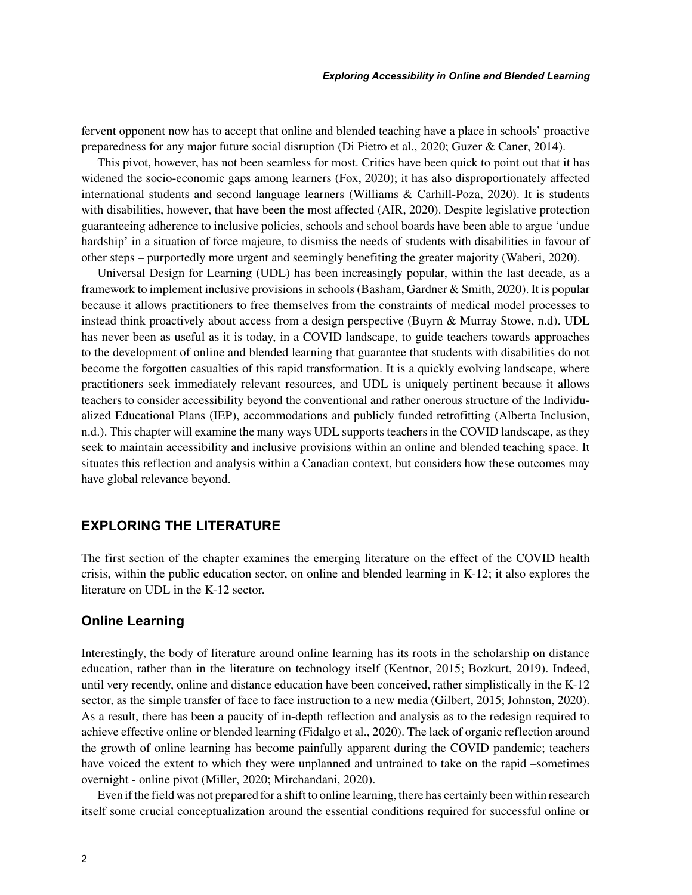fervent opponent now has to accept that online and blended teaching have a place in schools' proactive preparedness for any major future social disruption (Di Pietro et al., 2020; Guzer & Caner, 2014).

This pivot, however, has not been seamless for most. Critics have been quick to point out that it has widened the socio-economic gaps among learners (Fox, 2020); it has also disproportionately affected international students and second language learners (Williams & Carhill-Poza, 2020). It is students with disabilities, however, that have been the most affected (AIR, 2020). Despite legislative protection guaranteeing adherence to inclusive policies, schools and school boards have been able to argue 'undue hardship' in a situation of force majeure, to dismiss the needs of students with disabilities in favour of other steps – purportedly more urgent and seemingly benefiting the greater majority (Waberi, 2020).

Universal Design for Learning (UDL) has been increasingly popular, within the last decade, as a framework to implement inclusive provisions in schools (Basham, Gardner & Smith, 2020). It is popular because it allows practitioners to free themselves from the constraints of medical model processes to instead think proactively about access from a design perspective (Buyrn & Murray Stowe, n.d). UDL has never been as useful as it is today, in a COVID landscape, to guide teachers towards approaches to the development of online and blended learning that guarantee that students with disabilities do not become the forgotten casualties of this rapid transformation. It is a quickly evolving landscape, where practitioners seek immediately relevant resources, and UDL is uniquely pertinent because it allows teachers to consider accessibility beyond the conventional and rather onerous structure of the Individualized Educational Plans (IEP), accommodations and publicly funded retrofitting (Alberta Inclusion, n.d.). This chapter will examine the many ways UDL supports teachers in the COVID landscape, as they seek to maintain accessibility and inclusive provisions within an online and blended teaching space. It situates this reflection and analysis within a Canadian context, but considers how these outcomes may have global relevance beyond.

## EXPLORING THE LITERATURE

The first section of the chapter examines the emerging literature on the effect of the COVID health crisis, within the public education sector, on online and blended learning in K-12; it also explores the literature on UDL in the K-12 sector.

### Online Learning

Interestingly, the body of literature around online learning has its roots in the scholarship on distance education, rather than in the literature on technology itself (Kentnor, 2015; Bozkurt, 2019). Indeed, until very recently, online and distance education have been conceived, rather simplistically in the K-12 sector, as the simple transfer of face to face instruction to a new media (Gilbert, 2015; Johnston, 2020). As a result, there has been a paucity of in-depth reflection and analysis as to the redesign required to achieve effective online or blended learning (Fidalgo et al., 2020). The lack of organic reflection around the growth of online learning has become painfully apparent during the COVID pandemic; teachers have voiced the extent to which they were unplanned and untrained to take on the rapid –sometimes overnight - online pivot (Miller, 2020; Mirchandani, 2020).

Even if the field was not prepared for a shift to online learning, there has certainly been within research itself some crucial conceptualization around the essential conditions required for successful online or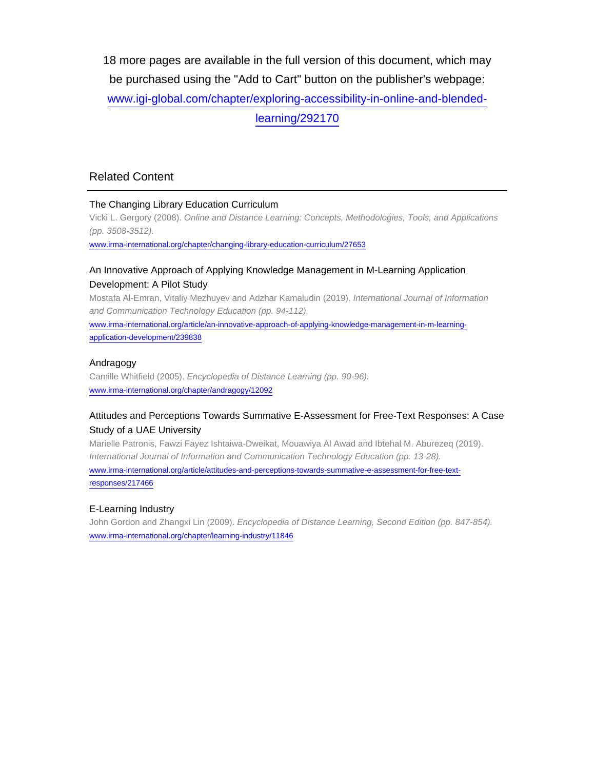18 more pages are available in the full version of this document, which may be purchased using the "Add to Cart" button on the publisher's webpage: www.igi-global.com/chapter/exploring-accessibility-in-online-and-blended-learning/292170

## Related Content

**The Changing Library Education Curriculum**
Vicki L. Gergory (2008). *Online and Distance Learning: Concepts, Methodologies, Tools, and Applications (pp. 3508-3512).*
www.irma-international.org/chapter/changing-library-education-curriculum/27653

**An Innovative Approach of Applying Knowledge Management in M-Learning Application Development: A Pilot Study**
Mostafa Al-Emran, Vitaliy Mezhuyev and Adzhar Kamaludin (2019). *International Journal of Information and Communication Technology Education (pp. 94-112).*
www.irma-international.org/article/an-innovative-approach-of-applying-knowledge-management-in-m-learning-application-development/239838

**Andragogy**
Camille Whitfield (2005). *Encyclopedia of Distance Learning (pp. 90-96).*
www.irma-international.org/chapter/andragogy/12092

**Attitudes and Perceptions Towards Summative E-Assessment for Free-Text Responses: A Case Study of a UAE University**
Marielle Patronis, Fawzi Fayez Ishtaiwa-Dweikat, Mouawiya Al Awad and Ibtehal M. Aburezeq (2019). *International Journal of Information and Communication Technology Education (pp. 13-28).*
www.irma-international.org/article/attitudes-and-perceptions-towards-summative-e-assessment-for-free-text-responses/217466

**E-Learning Industry**
John Gordon and Zhangxi Lin (2009). *Encyclopedia of Distance Learning, Second Edition (pp. 847-854).*
www.irma-international.org/chapter/learning-industry/11846